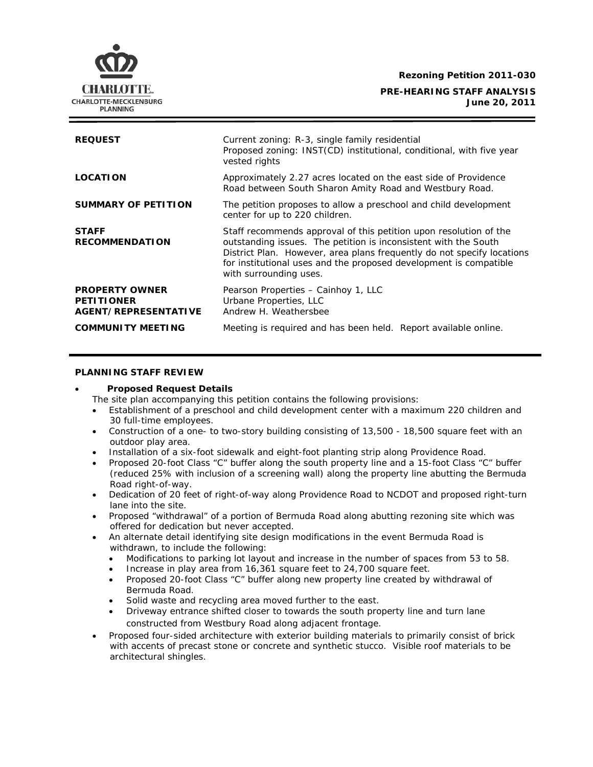**Rezoning Petition 2011-030**

**PRE-HEARING STAFF ANALYSIS**
**June 20, 2011**

| | |
|---|---|
| **REQUEST** | Current zoning: R-3, single family residential<br>Proposed zoning: INST(CD) institutional, conditional, with five year vested rights |
| **LOCATION** | Approximately 2.27 acres located on the east side of Providence Road between South Sharon Amity Road and Westbury Road. |
| **SUMMARY OF PETITION** | The petition proposes to allow a preschool and child development center for up to 220 children. |
| **STAFF RECOMMENDATION** | Staff recommends approval of this petition upon resolution of the outstanding issues. The petition is inconsistent with the South District Plan. However, area plans frequently do not specify locations for institutional uses and the proposed development is compatible with surrounding uses. |
| **PROPERTY OWNER**<br>**PETITIONER**<br>**AGENT/REPRESENTATIVE** | Pearson Properties – Cainhoy 1, LLC<br>Urbane Properties, LLC<br>Andrew H. Weathersbee |
| **COMMUNITY MEETING** | Meeting is required and has been held. Report available online. |

## PLANNING STAFF REVIEW

- **Proposed Request Details**

  The site plan accompanying this petition contains the following provisions:
  - Establishment of a preschool and child development center with a maximum 220 children and 30 full-time employees.
  - Construction of a one- to two-story building consisting of 13,500 - 18,500 square feet with an outdoor play area.
  - Installation of a six-foot sidewalk and eight-foot planting strip along Providence Road.
  - Proposed 20-foot Class "C" buffer along the south property line and a 15-foot Class "C" buffer (reduced 25% with inclusion of a screening wall) along the property line abutting the Bermuda Road right-of-way.
  - Dedication of 20 feet of right-of-way along Providence Road to NCDOT and proposed right-turn lane into the site.
  - Proposed "withdrawal" of a portion of Bermuda Road along abutting rezoning site which was offered for dedication but never accepted.
  - An alternate detail identifying site design modifications in the event Bermuda Road is withdrawn, to include the following:
    - Modifications to parking lot layout and increase in the number of spaces from 53 to 58.
    - Increase in play area from 16,361 square feet to 24,700 square feet.
    - Proposed 20-foot Class "C" buffer along new property line created by withdrawal of Bermuda Road.
    - Solid waste and recycling area moved further to the east.
    - Driveway entrance shifted closer to towards the south property line and turn lane constructed from Westbury Road along adjacent frontage.
  - Proposed four-sided architecture with exterior building materials to primarily consist of brick with accents of precast stone or concrete and synthetic stucco. Visible roof materials to be architectural shingles.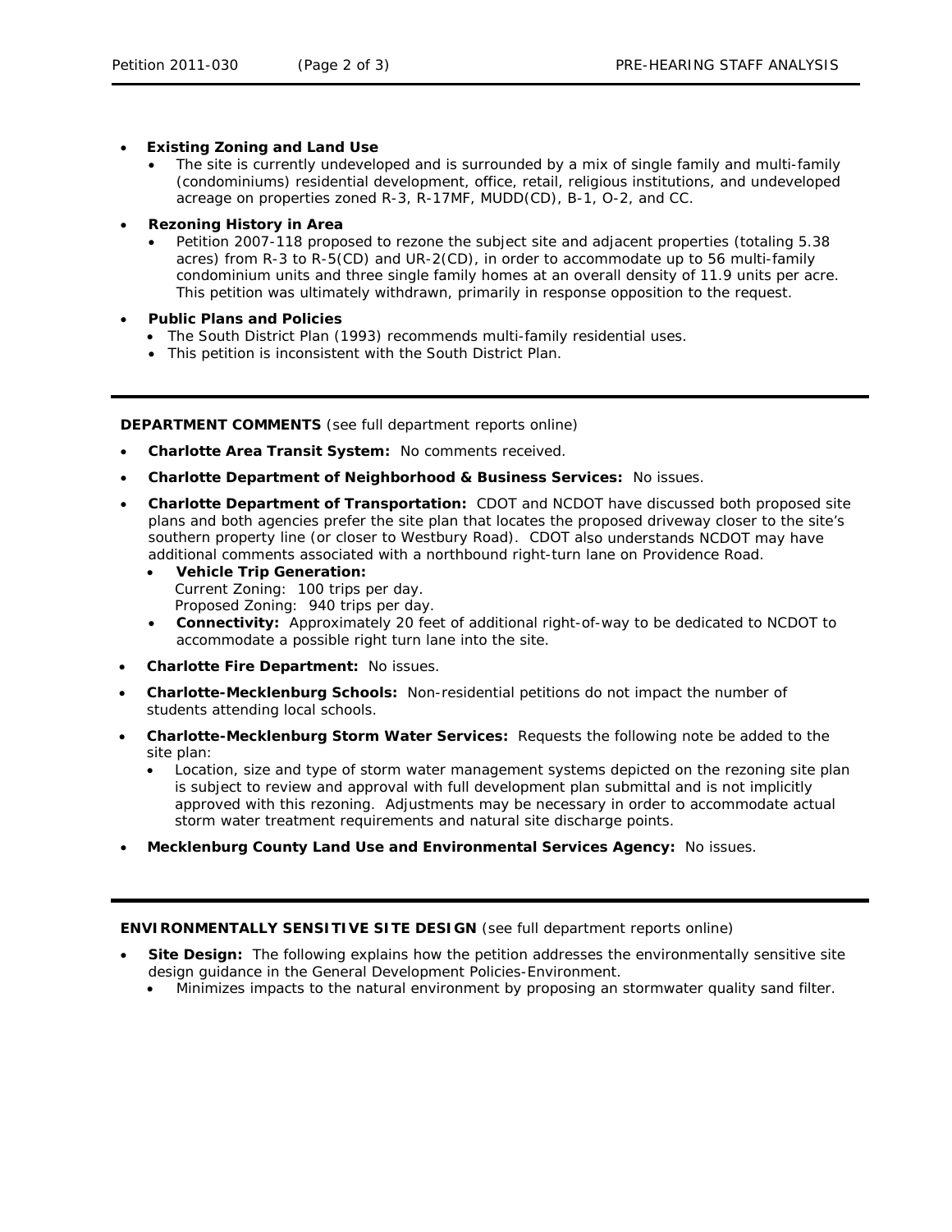- **Existing Zoning and Land Use**
  - The site is currently undeveloped and is surrounded by a mix of single family and multi-family (condominiums) residential development, office, retail, religious institutions, and undeveloped acreage on properties zoned R-3, R-17MF, MUDD(CD), B-1, O-2, and CC.

- **Rezoning History in Area**
  - Petition 2007-118 proposed to rezone the subject site and adjacent properties (totaling 5.38 acres) from R-3 to R-5(CD) and UR-2(CD), in order to accommodate up to 56 multi-family condominium units and three single family homes at an overall density of 11.9 units per acre. This petition was ultimately withdrawn, primarily in response opposition to the request.

- **Public Plans and Policies**
  - The South District Plan (1993) recommends multi-family residential uses.
  - This petition is inconsistent with the South District Plan.

---

**DEPARTMENT COMMENTS** (see full department reports online)

- **Charlotte Area Transit System:** No comments received.
- **Charlotte Department of Neighborhood & Business Services:** No issues.
- **Charlotte Department of Transportation:** CDOT and NCDOT have discussed both proposed site plans and both agencies prefer the site plan that locates the proposed driveway closer to the site's southern property line (or closer to Westbury Road). CDOT also understands NCDOT may have additional comments associated with a northbound right-turn lane on Providence Road.
  - **Vehicle Trip Generation:**
    Current Zoning: 100 trips per day.
    Proposed Zoning: 940 trips per day.
  - **Connectivity:** Approximately 20 feet of additional right-of-way to be dedicated to NCDOT to accommodate a possible right turn lane into the site.
- **Charlotte Fire Department:** No issues.
- **Charlotte-Mecklenburg Schools:** Non-residential petitions do not impact the number of students attending local schools.
- **Charlotte-Mecklenburg Storm Water Services:** Requests the following note be added to the site plan:
  - Location, size and type of storm water management systems depicted on the rezoning site plan is subject to review and approval with full development plan submittal and is not implicitly approved with this rezoning. Adjustments may be necessary in order to accommodate actual storm water treatment requirements and natural site discharge points.
- **Mecklenburg County Land Use and Environmental Services Agency:** No issues.

---

**ENVIRONMENTALLY SENSITIVE SITE DESIGN** (see full department reports online)

- **Site Design:** The following explains how the petition addresses the environmentally sensitive site design guidance in the General Development Policies-Environment.
  - Minimizes impacts to the natural environment by proposing an stormwater quality sand filter.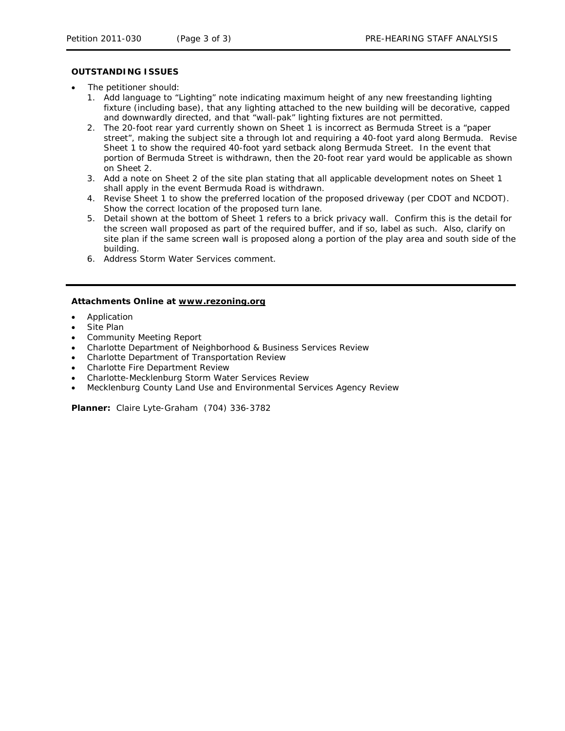**OUTSTANDING ISSUES**

- The petitioner should:
  1. Add language to "Lighting" note indicating maximum height of any new freestanding lighting fixture (including base), that any lighting attached to the new building will be decorative, capped and downwardly directed, and that "wall-pak" lighting fixtures are not permitted.
  2. The 20-foot rear yard currently shown on Sheet 1 is incorrect as Bermuda Street is a "paper street", making the subject site a through lot and requiring a 40-foot yard along Bermuda. Revise Sheet 1 to show the required 40-foot yard setback along Bermuda Street. In the event that portion of Bermuda Street is withdrawn, then the 20-foot rear yard would be applicable as shown on Sheet 2.
  3. Add a note on Sheet 2 of the site plan stating that all applicable development notes on Sheet 1 shall apply in the event Bermuda Road is withdrawn.
  4. Revise Sheet 1 to show the preferred location of the proposed driveway (per CDOT and NCDOT). Show the correct location of the proposed turn lane.
  5. Detail shown at the bottom of Sheet 1 refers to a brick privacy wall. Confirm this is the detail for the screen wall proposed as part of the required buffer, and if so, label as such. Also, clarify on site plan if the same screen wall is proposed along a portion of the play area and south side of the building.
  6. Address Storm Water Services comment.

---

**Attachments Online at www.rezoning.org**

- Application
- Site Plan
- Community Meeting Report
- Charlotte Department of Neighborhood & Business Services Review
- Charlotte Department of Transportation Review
- Charlotte Fire Department Review
- Charlotte-Mecklenburg Storm Water Services Review
- Mecklenburg County Land Use and Environmental Services Agency Review

**Planner:** Claire Lyte-Graham (704) 336-3782